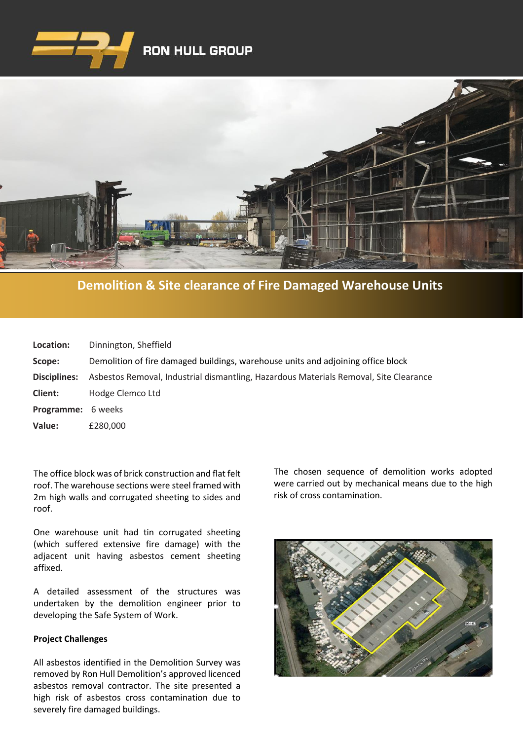RON HULL GROUP

# Demolition & Site clearance of Fire Damaged Warehouse Units

**Location:** Dinnington, Sheffield

**Scope:** Demolition of fire damaged buildings, warehouse units and adjoining office block

**Disciplines:** Asbestos Removal, Industrial dismantling, Hazardous Materials Removal, Site Clearance

**Client:** Hodge Clemco Ltd

**Programme:** 6 weeks

**Value:** £280,000

The office block was of brick construction and flat felt roof. The warehouse sections were steel framed with 2m high walls and corrugated sheeting to sides and roof.

One warehouse unit had tin corrugated sheeting (which suffered extensive fire damage) with the adjacent unit having asbestos cement sheeting affixed.

A detailed assessment of the structures was undertaken by the demolition engineer prior to developing the Safe System of Work.

**Project Challenges**

All asbestos identified in the Demolition Survey was removed by Ron Hull Demolition's approved licenced asbestos removal contractor. The site presented a high risk of asbestos cross contamination due to severely fire damaged buildings.

The chosen sequence of demolition works adopted were carried out by mechanical means due to the high risk of cross contamination.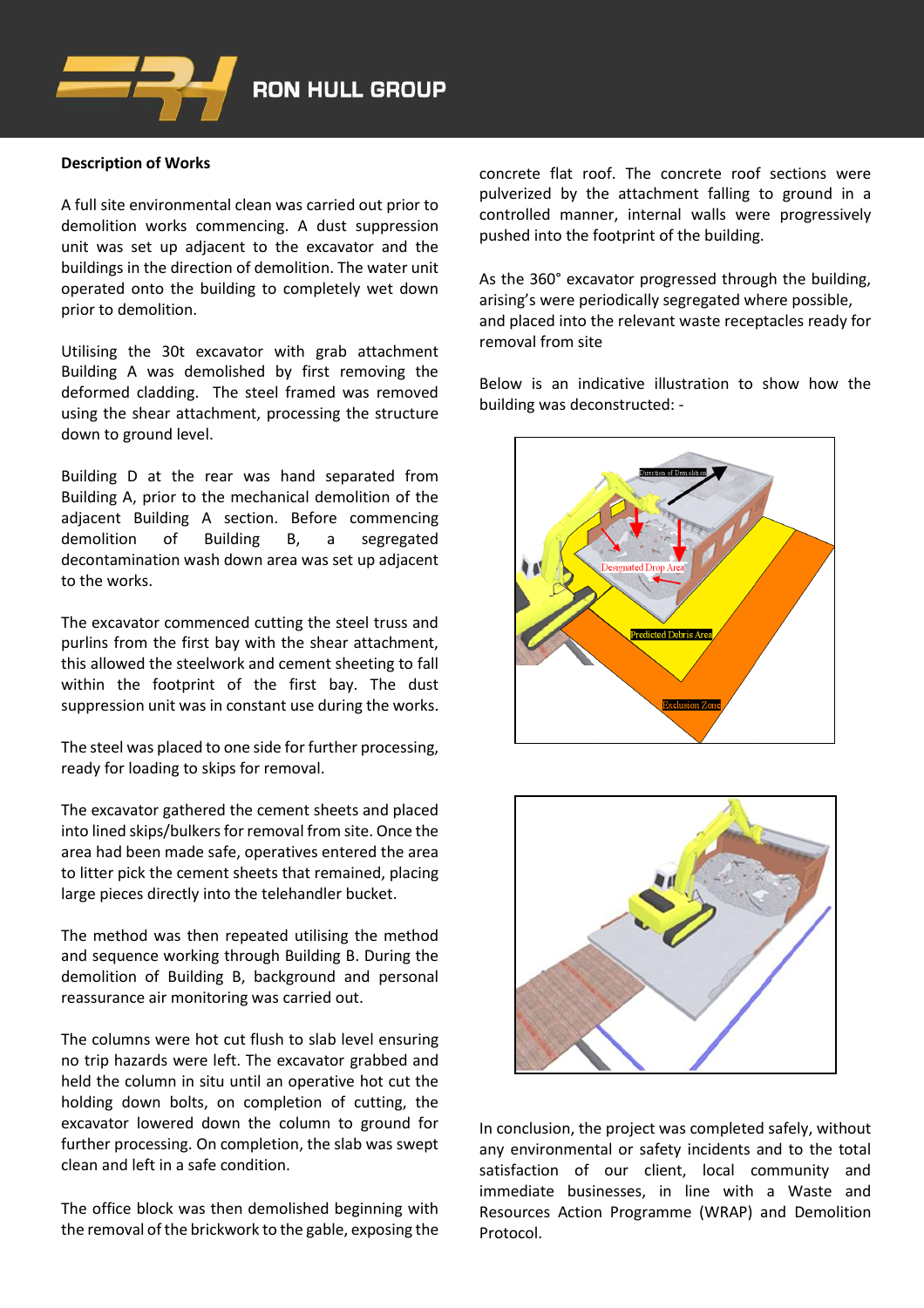RON HULL GROUP

## Description of Works

A full site environmental clean was carried out prior to demolition works commencing. A dust suppression unit was set up adjacent to the excavator and the buildings in the direction of demolition. The water unit operated onto the building to completely wet down prior to demolition.

Utilising the 30t excavator with grab attachment Building A was demolished by first removing the deformed cladding. The steel framed was removed using the shear attachment, processing the structure down to ground level.

Building D at the rear was hand separated from Building A, prior to the mechanical demolition of the adjacent Building A section. Before commencing demolition of Building B, a segregated decontamination wash down area was set up adjacent to the works.

The excavator commenced cutting the steel truss and purlins from the first bay with the shear attachment, this allowed the steelwork and cement sheeting to fall within the footprint of the first bay. The dust suppression unit was in constant use during the works.

The steel was placed to one side for further processing, ready for loading to skips for removal.

The excavator gathered the cement sheets and placed into lined skips/bulkers for removal from site. Once the area had been made safe, operatives entered the area to litter pick the cement sheets that remained, placing large pieces directly into the telehandler bucket.

The method was then repeated utilising the method and sequence working through Building B. During the demolition of Building B, background and personal reassurance air monitoring was carried out.

The columns were hot cut flush to slab level ensuring no trip hazards were left. The excavator grabbed and held the column in situ until an operative hot cut the holding down bolts, on completion of cutting, the excavator lowered down the column to ground for further processing. On completion, the slab was swept clean and left in a safe condition.

The office block was then demolished beginning with the removal of the brickwork to the gable, exposing the concrete flat roof. The concrete roof sections were pulverized by the attachment falling to ground in a controlled manner, internal walls were progressively pushed into the footprint of the building.

As the 360° excavator progressed through the building, arising's were periodically segregated where possible, and placed into the relevant waste receptacles ready for removal from site

Below is an indicative illustration to show how the building was deconstructed: -

Direction of Demolition
Designated Drop Area
Predicted Debris Area
Exclusion Zone

In conclusion, the project was completed safely, without any environmental or safety incidents and to the total satisfaction of our client, local community and immediate businesses, in line with a Waste and Resources Action Programme (WRAP) and Demolition Protocol.